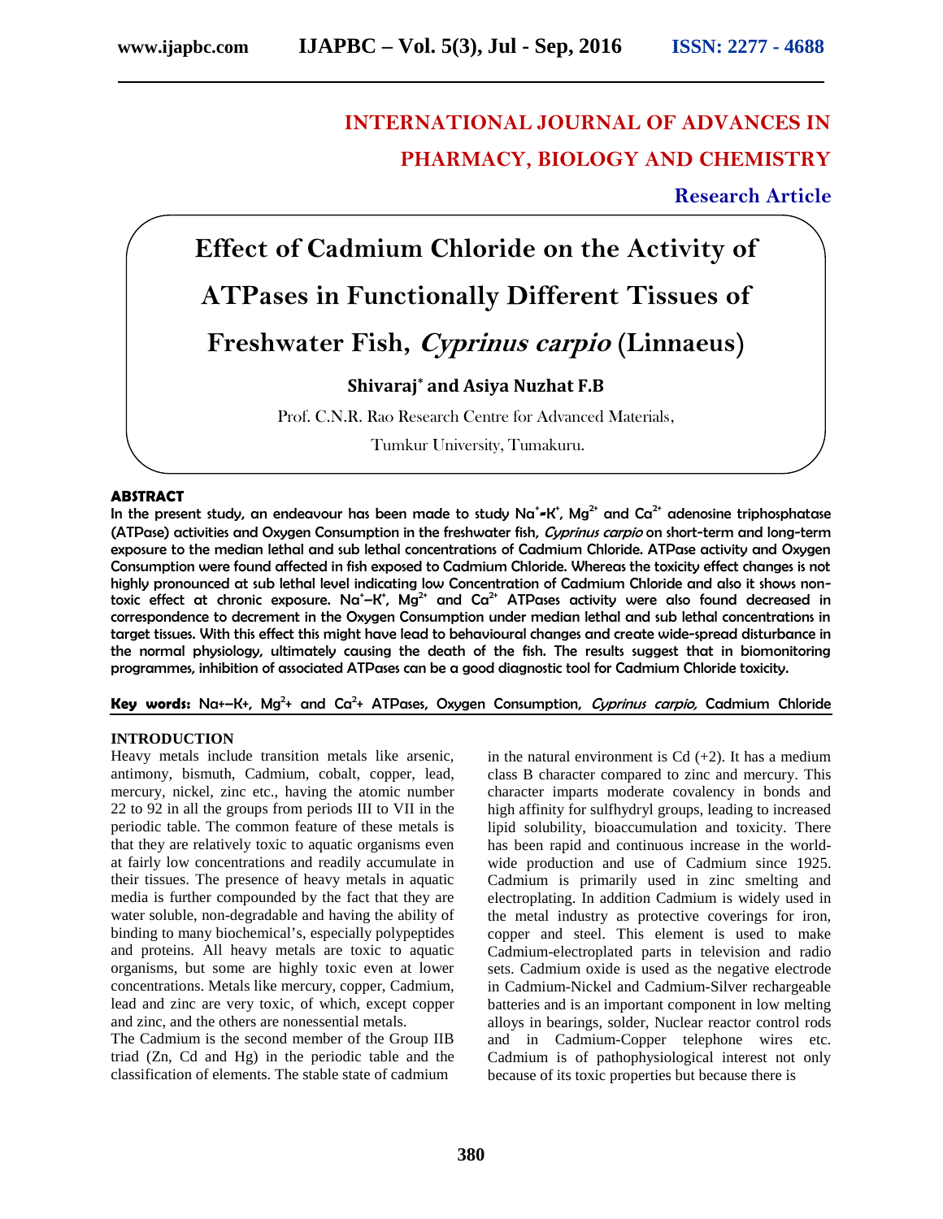# INTERNATIONAL JOURNAL OF ADVANCES IN PHARMACY, BIOLOGY AND CHEMISTRY

**Research Article**

# Effect of Cadmium Chloride on the Activity of ATPases in Functionally Different Tissues of Freshwater Fish, *Cyprinus carpio* (Linnaeus)

**Shivaraj[*] and Asiya Nuzhat F.B**

Prof. C.N.R. Rao Research Centre for Advanced Materials,

Tumkur University, Tumakuru.

## ABSTRACT

**In the present study, an endeavour has been made to study $Na^{+}$-$K^{+}$, $Mg^{2+}$ and $Ca^{2+}$ adenosine triphosphatase (ATPase) activities and Oxygen Consumption in the freshwater fish, *Cyprinus carpio* on short-term and long-term exposure to the median lethal and sub lethal concentrations of Cadmium Chloride. ATPase activity and Oxygen Consumption were found affected in fish exposed to Cadmium Chloride. Whereas the toxicity effect changes is not highly pronounced at sub lethal level indicating low Concentration of Cadmium Chloride and also it shows non-toxic effect at chronic exposure. $Na^{+}$–$K^{+}$, $Mg^{2+}$ and $Ca^{2+}$ ATPases activity were also found decreased in correspondence to decrement in the Oxygen Consumption under median lethal and sub lethal concentrations in target tissues. With this effect this might have lead to behavioural changes and create wide-spread disturbance in the normal physiology, ultimately causing the death of the fish. The results suggest that in biomonitoring programmes, inhibition of associated ATPases can be a good diagnostic tool for Cadmium Chloride toxicity.**

**Key words:** $Na^{+}$–$K^{+}$, $Mg^{2+}$ and $Ca^{2+}$ ATPases, Oxygen Consumption, *Cyprinus carpio,* Cadmium Chloride

## INTRODUCTION

Heavy metals include transition metals like arsenic, antimony, bismuth, Cadmium, cobalt, copper, lead, mercury, nickel, zinc etc., having the atomic number 22 to 92 in all the groups from periods III to VII in the periodic table. The common feature of these metals is that they are relatively toxic to aquatic organisms even at fairly low concentrations and readily accumulate in their tissues. The presence of heavy metals in aquatic media is further compounded by the fact that they are water soluble, non-degradable and having the ability of binding to many biochemical's, especially polypeptides and proteins. All heavy metals are toxic to aquatic organisms, but some are highly toxic even at lower concentrations. Metals like mercury, copper, Cadmium, lead and zinc are very toxic, of which, except copper and zinc, and the others are nonessential metals.

The Cadmium is the second member of the Group IIB triad (Zn, Cd and Hg) in the periodic table and the classification of elements. The stable state of cadmium in the natural environment is Cd (+2). It has a medium class B character compared to zinc and mercury. This character imparts moderate covalency in bonds and high affinity for sulfhydryl groups, leading to increased lipid solubility, bioaccumulation and toxicity. There has been rapid and continuous increase in the world-wide production and use of Cadmium since 1925. Cadmium is primarily used in zinc smelting and electroplating. In addition Cadmium is widely used in the metal industry as protective coverings for iron, copper and steel. This element is used to make Cadmium-electroplated parts in television and radio sets. Cadmium oxide is used as the negative electrode in Cadmium-Nickel and Cadmium-Silver rechargeable batteries and is an important component in low melting alloys in bearings, solder, Nuclear reactor control rods and in Cadmium-Copper telephone wires etc. Cadmium is of pathophysiological interest not only because of its toxic properties but because there is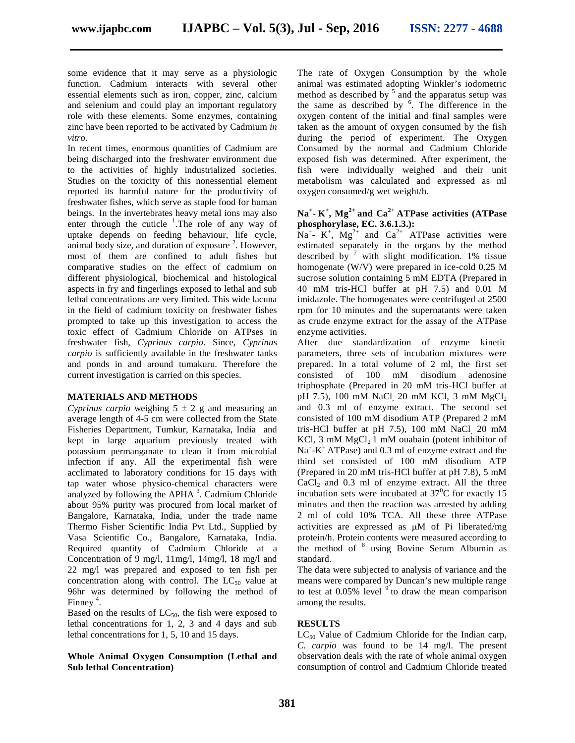some evidence that it may serve as a physiologic function. Cadmium interacts with several other essential elements such as iron, copper, zinc, calcium and selenium and could play an important regulatory role with these elements. Some enzymes, containing zinc have been reported to be activated by Cadmium *in vitro*.

In recent times, enormous quantities of Cadmium are being discharged into the freshwater environment due to the activities of highly industrialized societies. Studies on the toxicity of this nonessential element reported its harmful nature for the productivity of freshwater fishes, which serve as staple food for human beings. In the invertebrates heavy metal ions may also enter through the cuticle [1].The role of any way of uptake depends on feeding behaviour, life cycle, animal body size, and duration of exposure [2]. However, most of them are confined to adult fishes but comparative studies on the effect of cadmium on different physiological, biochemical and histological aspects in fry and fingerlings exposed to lethal and sub lethal concentrations are very limited. This wide lacuna in the field of cadmium toxicity on freshwater fishes prompted to take up this investigation to access the toxic effect of Cadmium Chloride on ATPses in freshwater fish, *Cyprinus carpio*. Since, *Cyprinus carpio* is sufficiently available in the freshwater tanks and ponds in and around tumakuru. Therefore the current investigation is carried on this species.

## MATERIALS AND METHODS

*Cyprinus carpio* weighing $5 \pm 2$ g and measuring an average length of 4-5 cm were collected from the State Fisheries Department, Tumkur, Karnataka, India and kept in large aquarium previously treated with potassium permanganate to clean it from microbial infection if any. All the experimental fish were acclimated to laboratory conditions for 15 days with tap water whose physico-chemical characters were analyzed by following the APHA [3]. Cadmium Chloride about 95% purity was procured from local market of Bangalore, Karnataka, India, under the trade name Thermo Fisher Scientific India Pvt Ltd., Supplied by Vasa Scientific Co., Bangalore, Karnataka, India. Required quantity of Cadmium Chloride at a Concentration of 9 mg/l, 11mg/l, 14mg/l, 18 mg/l and 22 mg/l was prepared and exposed to ten fish per concentration along with control. The $LC_{50}$ value at 96hr was determined by following the method of Finney [4].

Based on the results of $LC_{50}$, the fish were exposed to lethal concentrations for 1, 2, 3 and 4 days and sub lethal concentrations for 1, 5, 10 and 15 days.

### Whole Animal Oxygen Consumption (Lethal and Sub lethal Concentration)

The rate of Oxygen Consumption by the whole animal was estimated adopting Winkler's iodometric method as described by [5] and the apparatus setup was the same as described by [6]. The difference in the oxygen content of the initial and final samples were taken as the amount of oxygen consumed by the fish during the period of experiment. The Oxygen Consumed by the normal and Cadmium Chloride exposed fish was determined. After experiment, the fish were individually weighed and their unit metabolism was calculated and expressed as ml oxygen consumed/g wet weight/h.

### $Na^+$- $K^+$, $Mg^{2+}$ and $Ca^{2+}$ ATPase activities (ATPase phosphorylase, EC. 3.6.1.3.):

$Na^+$- $K^+$, $Mg^{2+}$ and $Ca^{2+}$ ATPase activities were estimated separately in the organs by the method described by [7] with slight modification. 1% tissue homogenate (W/V) were prepared in ice-cold 0.25 M sucrose solution containing 5 mM EDTA (Prepared in 40 mM tris-HCl buffer at pH 7.5) and 0.01 M imidazole. The homogenates were centrifuged at 2500 rpm for 10 minutes and the supernatants were taken as crude enzyme extract for the assay of the ATPase enzyme activities.

After due standardization of enzyme kinetic parameters, three sets of incubation mixtures were prepared. In a total volume of 2 ml, the first set consisted of 100 mM disodium adenosine triphosphate (Prepared in 20 mM tris-HCl buffer at pH 7.5), 100 mM NaCl, 20 mM KCl, 3 mM $MgCl_2$ and 0.3 ml of enzyme extract. The second set consisted of 100 mM disodium ATP (Prepared 2 mM tris-HCl buffer at pH 7.5), 100 mM NaCl, 20 mM KCl, 3 mM $MgCl_2$ 1 mM ouabain (potent inhibitor of $Na^+$-$K^+$ ATPase) and 0.3 ml of enzyme extract and the third set consisted of 100 mM disodium ATP (Prepared in 20 mM tris-HCl buffer at pH 7.8), 5 mM $CaCl_2$ and 0.3 ml of enzyme extract. All the three incubation sets were incubated at $37^0$C for exactly 15 minutes and then the reaction was arrested by adding 2 ml of cold 10% TCA. All these three ATPase activities are expressed as μM of Pi liberated/mg protein/h. Protein contents were measured according to the method of [8] using Bovine Serum Albumin as standard.

The data were subjected to analysis of variance and the means were compared by Duncan's new multiple range to test at 0.05% level [9] to draw the mean comparison among the results.

## RESULTS

$LC_{50}$ Value of Cadmium Chloride for the Indian carp, *C. carpio* was found to be 14 mg/l. The present observation deals with the rate of whole animal oxygen consumption of control and Cadmium Chloride treated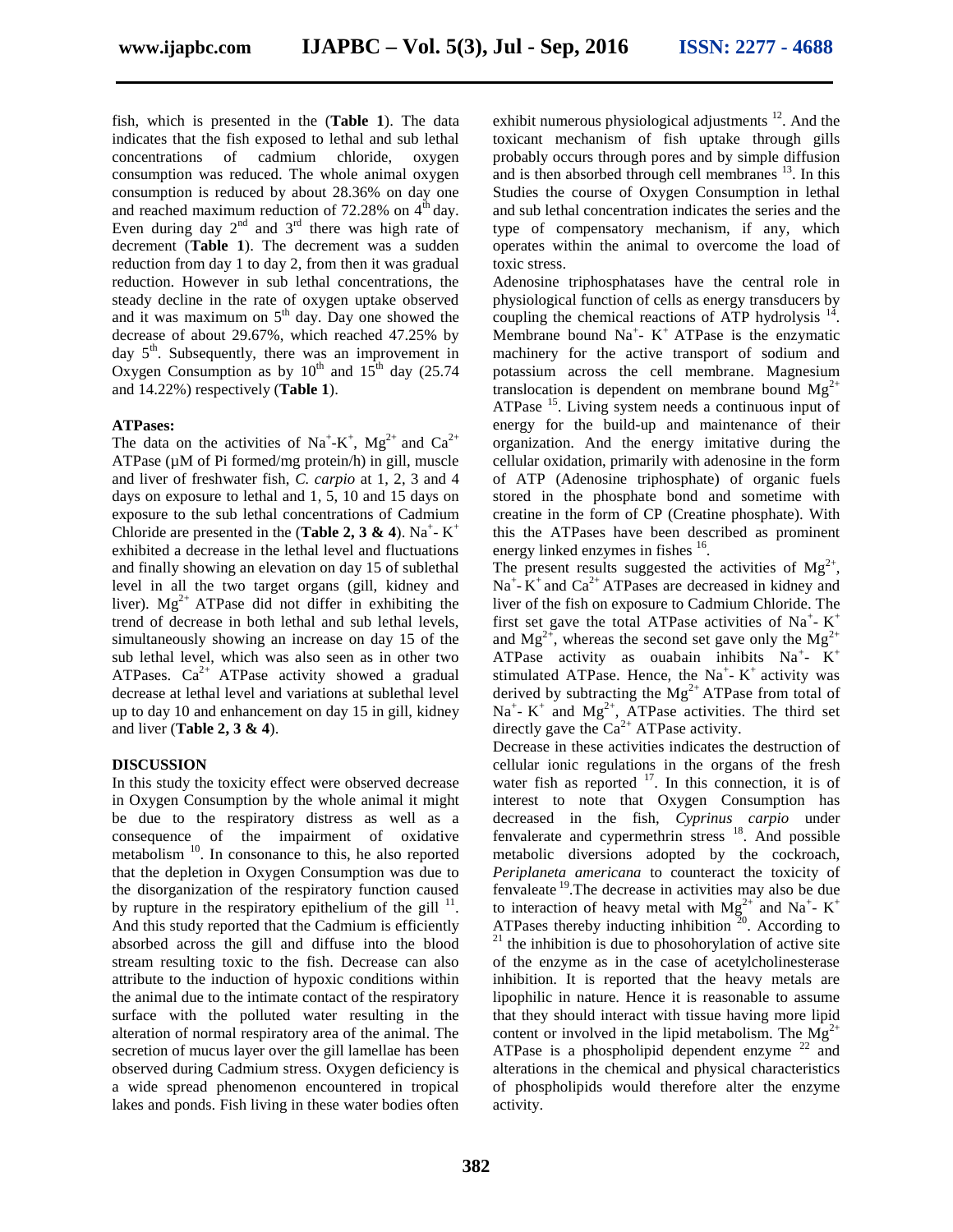fish, which is presented in the (**Table 1**). The data indicates that the fish exposed to lethal and sub lethal concentrations of cadmium chloride, oxygen consumption was reduced. The whole animal oxygen consumption is reduced by about 28.36% on day one and reached maximum reduction of 72.28% on 4th day. Even during day 2nd and 3rd there was high rate of decrement (**Table 1**). The decrement was a sudden reduction from day 1 to day 2, from then it was gradual reduction. However in sub lethal concentrations, the steady decline in the rate of oxygen uptake observed and it was maximum on 5th day. Day one showed the decrease of about 29.67%, which reached 47.25% by day 5th. Subsequently, there was an improvement in Oxygen Consumption as by 10th and 15th day (25.74 and 14.22%) respectively (**Table 1**).

**ATPases:**

The data on the activities of $Na^+$-$K^+$, $Mg^{2+}$ and $Ca^{2+}$ ATPase (µM of Pi formed/mg protein/h) in gill, muscle and liver of freshwater fish, *C. carpio* at 1, 2, 3 and 4 days on exposure to lethal and 1, 5, 10 and 15 days on exposure to the sub lethal concentrations of Cadmium Chloride are presented in the (**Table 2, 3 & 4**). $Na^+$- $K^+$ exhibited a decrease in the lethal level and fluctuations and finally showing an elevation on day 15 of sublethal level in all the two target organs (gill, kidney and liver). $Mg^{2+}$ ATPase did not differ in exhibiting the trend of decrease in both lethal and sub lethal levels, simultaneously showing an increase on day 15 of the sub lethal level, which was also seen as in other two ATPases. $Ca^{2+}$ ATPase activity showed a gradual decrease at lethal level and variations at sublethal level up to day 10 and enhancement on day 15 in gill, kidney and liver (**Table 2, 3 & 4**).

**DISCUSSION**

In this study the toxicity effect were observed decrease in Oxygen Consumption by the whole animal it might be due to the respiratory distress as well as a consequence of the impairment of oxidative metabolism [10]. In consonance to this, he also reported that the depletion in Oxygen Consumption was due to the disorganization of the respiratory function caused by rupture in the respiratory epithelium of the gill [11]. And this study reported that the Cadmium is efficiently absorbed across the gill and diffuse into the blood stream resulting toxic to the fish. Decrease can also attribute to the induction of hypoxic conditions within the animal due to the intimate contact of the respiratory surface with the polluted water resulting in the alteration of normal respiratory area of the animal. The secretion of mucus layer over the gill lamellae has been observed during Cadmium stress. Oxygen deficiency is a wide spread phenomenon encountered in tropical lakes and ponds. Fish living in these water bodies often exhibit numerous physiological adjustments [12]. And the toxicant mechanism of fish uptake through gills probably occurs through pores and by simple diffusion and is then absorbed through cell membranes [13]. In this Studies the course of Oxygen Consumption in lethal and sub lethal concentration indicates the series and the type of compensatory mechanism, if any, which operates within the animal to overcome the load of toxic stress.

Adenosine triphosphatases have the central role in physiological function of cells as energy transducers by coupling the chemical reactions of ATP hydrolysis [14]. Membrane bound $Na^+$- $K^+$ ATPase is the enzymatic machinery for the active transport of sodium and potassium across the cell membrane. Magnesium translocation is dependent on membrane bound $Mg^{2+}$ ATPase [15]. Living system needs a continuous input of energy for the build-up and maintenance of their organization. And the energy imitative during the cellular oxidation, primarily with adenosine in the form of ATP (Adenosine triphosphate) of organic fuels stored in the phosphate bond and sometime with creatine in the form of CP (Creatine phosphate). With this the ATPases have been described as prominent energy linked enzymes in fishes [16].

The present results suggested the activities of $Mg^{2+}$, $Na^+$- $K^+$ and $Ca^{2+}$ ATPases are decreased in kidney and liver of the fish on exposure to Cadmium Chloride. The first set gave the total ATPase activities of $Na^+$- $K^+$ and $Mg^{2+}$, whereas the second set gave only the $Mg^{2+}$ ATPase activity as ouabain inhibits $Na^+$- $K^+$ stimulated ATPase. Hence, the $Na^+$- $K^+$ activity was derived by subtracting the $Mg^{2+}$ ATPase from total of $Na^+$- $K^+$ and $Mg^{2+}$, ATPase activities. The third set directly gave the $Ca^{2+}$ ATPase activity.

Decrease in these activities indicates the destruction of cellular ionic regulations in the organs of the fresh water fish as reported [17]. In this connection, it is of interest to note that Oxygen Consumption has decreased in the fish, *Cyprinus carpio* under fenvalerate and cypermethrin stress [18]. And possible metabolic diversions adopted by the cockroach, *Periplaneta americana* to counteract the toxicity of fenvaleate [19].The decrease in activities may also be due to interaction of heavy metal with $Mg^{2+}$ and $Na^+$- $K^+$ ATPases thereby inducting inhibition [20]. According to [21] the inhibition is due to phosohorylation of active site of the enzyme as in the case of acetylcholinesterase inhibition. It is reported that the heavy metals are lipophilic in nature. Hence it is reasonable to assume that they should interact with tissue having more lipid content or involved in the lipid metabolism. The $Mg^{2+}$ ATPase is a phospholipid dependent enzyme [22] and alterations in the chemical and physical characteristics of phospholipids would therefore alter the enzyme activity.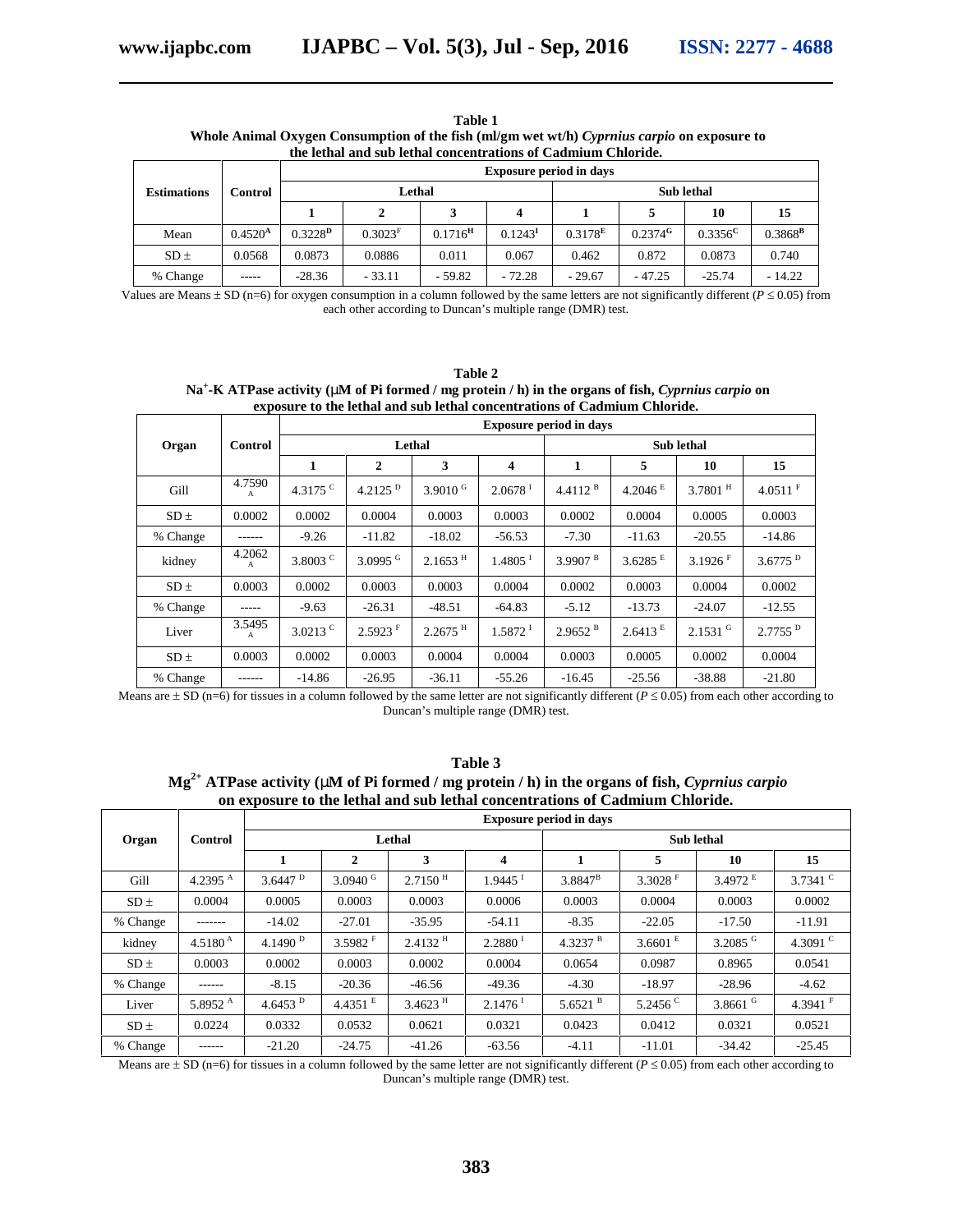**Table 1**
**Whole Animal Oxygen Consumption of the fish (ml/gm wet wt/h) *Cyprnius carpio* on exposure to the lethal and sub lethal concentrations of Cadmium Chloride.**

| Estimations | Control | Exposure period in days | | | | | | | |
|---|---|---|---|---|---|---|---|---|---|
| | | Lethal | | | | Sub lethal | | | |
| | | 1 | 2 | 3 | 4 | 1 | 5 | 10 | 15 |
| Mean | 0.4520[A] | 0.3228[D] | 0.3023[F] | 0.1716[H] | 0.1243[I] | 0.3178[E] | 0.2374[G] | 0.3356[C] | 0.3868[B] |
| SD ± | 0.0568 | 0.0873 | 0.0886 | 0.011 | 0.067 | 0.462 | 0.872 | 0.0873 | 0.740 |
| % Change | ----- | -28.36 | - 33.11 | - 59.82 | - 72.28 | - 29.67 | - 47.25 | -25.74 | - 14.22 |

Values are Means ± SD (n=6) for oxygen consumption in a column followed by the same letters are not significantly different ($P \leq 0.05$) from each other according to Duncan's multiple range (DMR) test.

**Table 2**
**$Na^{+}$-K ATPase activity (μM of Pi formed / mg protein / h) in the organs of fish, *Cyprnius carpio* on exposure to the lethal and sub lethal concentrations of Cadmium Chloride.**

| Organ | Control | Exposure period in days | | | | | | | |
|---|---|---|---|---|---|---|---|---|---|
| | | Lethal | | | | Sub lethal | | | |
| | | 1 | 2 | 3 | 4 | 1 | 5 | 10 | 15 |
| Gill | 4.7590 [A] | 4.3175 [C] | 4.2125 [D] | 3.9010 [G] | 2.0678 [I] | 4.4112 [B] | 4.2046 [E] | 3.7801 [H] | 4.0511 [F] |
| SD ± | 0.0002 | 0.0002 | 0.0004 | 0.0003 | 0.0003 | 0.0002 | 0.0004 | 0.0005 | 0.0003 |
| % Change | ------ | -9.26 | -11.82 | -18.02 | -56.53 | -7.30 | -11.63 | -20.55 | -14.86 |
| kidney | 4.2062 [A] | 3.8003 [C] | 3.0995 [G] | 2.1653 [H] | 1.4805 [I] | 3.9907 [B] | 3.6285 [E] | 3.1926 [F] | 3.6775 [D] |
| SD ± | 0.0003 | 0.0002 | 0.0003 | 0.0003 | 0.0004 | 0.0002 | 0.0003 | 0.0004 | 0.0002 |
| % Change | ----- | -9.63 | -26.31 | -48.51 | -64.83 | -5.12 | -13.73 | -24.07 | -12.55 |
| Liver | 3.5495 [A] | 3.0213 [C] | 2.5923 [F] | 2.2675 [H] | 1.5872 [I] | 2.9652 [B] | 2.6413 [E] | 2.1531 [G] | 2.7755 [D] |
| SD ± | 0.0003 | 0.0002 | 0.0003 | 0.0004 | 0.0004 | 0.0003 | 0.0005 | 0.0002 | 0.0004 |
| % Change | ------ | -14.86 | -26.95 | -36.11 | -55.26 | -16.45 | -25.56 | -38.88 | -21.80 |

Means are ± SD (n=6) for tissues in a column followed by the same letter are not significantly different ($P \leq 0.05$) from each other according to Duncan's multiple range (DMR) test.

**Table 3**
**$Mg^{2+}$ ATPase activity (μM of Pi formed / mg protein / h) in the organs of fish, *Cyprnius carpio* on exposure to the lethal and sub lethal concentrations of Cadmium Chloride.**

| Organ | Control | Exposure period in days | | | | | | | |
|---|---|---|---|---|---|---|---|---|---|
| | | Lethal | | | | Sub lethal | | | |
| | | 1 | 2 | 3 | 4 | 1 | 5 | 10 | 15 |
| Gill | 4.2395 [A] | 3.6447 [D] | 3.0940 [G] | 2.7150 [H] | 1.9445 [I] | 3.8847[B] | 3.3028 [F] | 3.4972 [E] | 3.7341 [C] |
| SD ± | 0.0004 | 0.0005 | 0.0003 | 0.0003 | 0.0006 | 0.0003 | 0.0004 | 0.0003 | 0.0002 |
| % Change | ------- | -14.02 | -27.01 | -35.95 | -54.11 | -8.35 | -22.05 | -17.50 | -11.91 |
| kidney | 4.5180 [A] | 4.1490 [D] | 3.5982 [F] | 2.4132 [H] | 2.2880 [I] | 4.3237 [B] | 3.6601 [E] | 3.2085 [G] | 4.3091 [C] |
| SD ± | 0.0003 | 0.0002 | 0.0003 | 0.0002 | 0.0004 | 0.0654 | 0.0987 | 0.8965 | 0.0541 |
| % Change | ------ | -8.15 | -20.36 | -46.56 | -49.36 | -4.30 | -18.97 | -28.96 | -4.62 |
| Liver | 5.8952 [A] | 4.6453 [D] | 4.4351 [E] | 3.4623 [H] | 2.1476 [I] | 5.6521 [B] | 5.2456 [C] | 3.8661 [G] | 4.3941 [F] |
| SD ± | 0.0224 | 0.0332 | 0.0532 | 0.0621 | 0.0321 | 0.0423 | 0.0412 | 0.0321 | 0.0521 |
| % Change | ------ | -21.20 | -24.75 | -41.26 | -63.56 | -4.11 | -11.01 | -34.42 | -25.45 |

Means are ± SD (n=6) for tissues in a column followed by the same letter are not significantly different ($P \leq 0.05$) from each other according to Duncan's multiple range (DMR) test.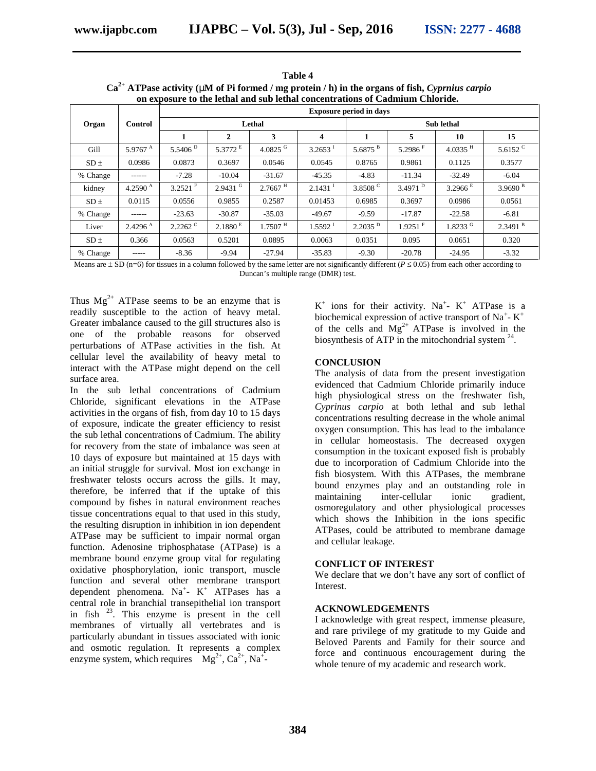**Table 4**
**$Ca^{2+}$ ATPase activity (μM of Pi formed / mg protein / h) in the organs of fish, *Cyprnius carpio* on exposure to the lethal and sub lethal concentrations of Cadmium Chloride.**

| Organ | Control | Exposure period in days | | | | | | | |
|---|---|---|---|---|---|---|---|---|---|
| | | Lethal | | | | Sub lethal | | | |
| | | 1 | 2 | 3 | 4 | 1 | 5 | 10 | 15 |
| Gill | 5.9767 A | 5.5406 D | 5.3772 E | 4.0825 G | 3.2653 I | 5.6875 B | 5.2986 F | 4.0335 H | 5.6152 C |
| SD ± | 0.0986 | 0.0873 | 0.3697 | 0.0546 | 0.0545 | 0.8765 | 0.9861 | 0.1125 | 0.3577 |
| % Change | ------ | -7.28 | -10.04 | -31.67 | -45.35 | -4.83 | -11.34 | -32.49 | -6.04 |
| kidney | 4.2590 A | 3.2521 F | 2.9431 G | 2.7667 H | 2.1431 I | 3.8508 C | 3.4971 D | 3.2966 E | 3.9690 B |
| SD ± | 0.0115 | 0.0556 | 0.9855 | 0.2587 | 0.01453 | 0.6985 | 0.3697 | 0.0986 | 0.0561 |
| % Change | ------ | -23.63 | -30.87 | -35.03 | -49.67 | -9.59 | -17.87 | -22.58 | -6.81 |
| Liver | 2.4296 A | 2.2262 C | 2.1880 E | 1.7507 H | 1.5592 I | 2.2035 D | 1.9251 F | 1.8233 G | 2.3491 B |
| SD ± | 0.366 | 0.0563 | 0.5201 | 0.0895 | 0.0063 | 0.0351 | 0.095 | 0.0651 | 0.320 |
| % Change | ----- | -8.36 | -9.94 | -27.94 | -35.83 | -9.30 | -20.78 | -24.95 | -3.32 |

Means are ± SD (n=6) for tissues in a column followed by the same letter are not significantly different ($P \leq 0.05$) from each other according to Duncan's multiple range (DMR) test.

Thus $Mg^{2+}$ ATPase seems to be an enzyme that is readily susceptible to the action of heavy metal. Greater imbalance caused to the gill structures also is one of the probable reasons for observed perturbations of ATPase activities in the fish. At cellular level the availability of heavy metal to interact with the ATPase might depend on the cell surface area.

In the sub lethal concentrations of Cadmium Chloride, significant elevations in the ATPase activities in the organs of fish, from day 10 to 15 days of exposure, indicate the greater efficiency to resist the sub lethal concentrations of Cadmium. The ability for recovery from the state of imbalance was seen at 10 days of exposure but maintained at 15 days with an initial struggle for survival. Most ion exchange in freshwater telosts occurs across the gills. It may, therefore, be inferred that if the uptake of this compound by fishes in natural environment reaches tissue concentrations equal to that used in this study, the resulting disruption in inhibition in ion dependent ATPase may be sufficient to impair normal organ function. Adenosine triphosphatase (ATPase) is a membrane bound enzyme group vital for regulating oxidative phosphorylation, ionic transport, muscle function and several other membrane transport dependent phenomena. $Na^{+}$- $K^{+}$ ATPases has a central role in branchial transepithelial ion transport in fish [23]. This enzyme is present in the cell membranes of virtually all vertebrates and is particularly abundant in tissues associated with ionic and osmotic regulation. It represents a complex enzyme system, which requires $Mg^{2+}$, $Ca^{2+}$, $Na^{+}$- $K^{+}$ ions for their activity. $Na^{+}$- $K^{+}$ ATPase is a biochemical expression of active transport of $Na^{+}$- $K^{+}$ of the cells and $Mg^{2+}$ ATPase is involved in the biosynthesis of ATP in the mitochondrial system [24].

## CONCLUSION

The analysis of data from the present investigation evidenced that Cadmium Chloride primarily induce high physiological stress on the freshwater fish, *Cyprinus carpio* at both lethal and sub lethal concentrations resulting decrease in the whole animal oxygen consumption. This has lead to the imbalance in cellular homeostasis. The decreased oxygen consumption in the toxicant exposed fish is probably due to incorporation of Cadmium Chloride into the fish biosystem. With this ATPases, the membrane bound enzymes play and an outstanding role in maintaining inter-cellular ionic gradient, osmoregulatory and other physiological processes which shows the Inhibition in the ions specific ATPases, could be attributed to membrane damage and cellular leakage.

## CONFLICT OF INTEREST

We declare that we don't have any sort of conflict of Interest.

## ACKNOWLEDGEMENTS

I acknowledge with great respect, immense pleasure, and rare privilege of my gratitude to my Guide and Beloved Parents and Family for their source and force and continuous encouragement during the whole tenure of my academic and research work.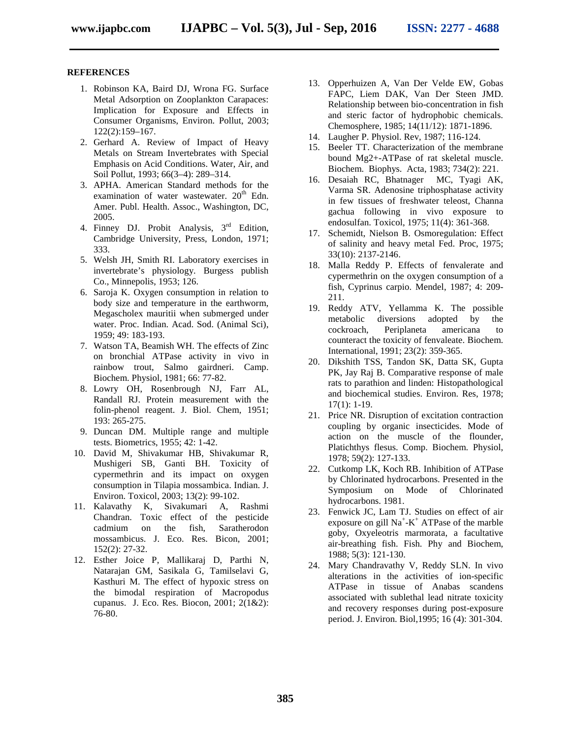## REFERENCES

1. Robinson KA, Baird DJ, Wrona FG. Surface Metal Adsorption on Zooplankton Carapaces: Implication for Exposure and Effects in Consumer Organisms, Environ. Pollut, 2003; 122(2):159–167.
2. Gerhard A. Review of Impact of Heavy Metals on Stream Invertebrates with Special Emphasis on Acid Conditions. Water, Air, and Soil Pollut, 1993; 66(3–4): 289–314.
3. APHA. American Standard methods for the examination of water wastewater. 20th Edn. Amer. Publ. Health. Assoc., Washington, DC, 2005.
4. Finney DJ. Probit Analysis, 3rd Edition, Cambridge University, Press, London, 1971; 333.
5. Welsh JH, Smith RI. Laboratory exercises in invertebrate's physiology. Burgess publish Co., Minneapolis, 1953; 126.
6. Saroja K. Oxygen consumption in relation to body size and temperature in the earthworm, Megascholex mauritii when submerged under water. Proc. Indian. Acad. Sod. (Animal Sci), 1959; 49: 183-193.
7. Watson TA, Beamish WH. The effects of Zinc on bronchial ATPase activity in vivo in rainbow trout, Salmo gairdneri. Camp. Biochem. Physiol, 1981; 66: 77-82.
8. Lowry OH, Rosenbrough NJ, Farr AL, Randall RJ. Protein measurement with the folin-phenol reagent. J. Biol. Chem, 1951; 193: 265-275.
9. Duncan DM. Multiple range and multiple tests. Biometrics, 1955; 42: 1-42.
10. David M, Shivakumar HB, Shivakumar R, Mushigeri SB, Ganti BH. Toxicity of cypermethrin and its impact on oxygen consumption in Tilapia mossambica. Indian. J. Environ. Toxicol, 2003; 13(2): 99-102.
11. Kalavathy K, Sivakumari A, Rashmi Chandran. Toxic effect of the pesticide cadmium on the fish, Saratherodon mossambicus. J. Eco. Res. Bicon, 2001; 152(2): 27-32.
12. Esther Joice P, Mallikaraj D, Parthi N, Natarajan GM, Sasikala G, Tamilselavi G, Kasthuri M. The effect of hypoxic stress on the bimodal respiration of Macropodus cupanus. J. Eco. Res. Biocon, 2001; 2(1&2): 76-80.
13. Opperhuizen A, Van Der Velde EW, Gobas FAPC, Liem DAK, Van Der Steen JMD. Relationship between bio-concentration in fish and steric factor of hydrophobic chemicals. Chemosphere, 1985; 14(11/12): 1871-1896.
14. Laugher P. Physiol. Rev, 1987; 116-124.
15. Beeler TT. Characterization of the membrane bound Mg2+-ATPase of rat skeletal muscle. Biochem. Biophys. Acta, 1983; 734(2): 221.
16. Desaiah RC, Bhatnager MC, Tyagi AK, Varma SR. Adenosine triphosphatase activity in few tissues of freshwater teleost, Channa gachua following in vivo exposure to endosulfan. Toxicol, 1975; 11(4): 361-368.
17. Schemidt, Nielson B. Osmoregulation: Effect of salinity and heavy metal Fed. Proc, 1975; 33(10): 2137-2146.
18. Malla Reddy P. Effects of fenvalerate and cypermethrin on the oxygen consumption of a fish, Cyprinus carpio. Mendel, 1987; 4: 209-211.
19. Reddy ATV, Yellamma K. The possible metabolic diversions adopted by the cockroach, Periplaneta americana to counteract the toxicity of fenvaleate. Biochem. International, 1991; 23(2): 359-365.
20. Dikshith TSS, Tandon SK, Datta SK, Gupta PK, Jay Raj B. Comparative response of male rats to parathion and linden: Histopathological and biochemical studies. Environ. Res, 1978; 17(1): 1-19.
21. Price NR. Disruption of excitation contraction coupling by organic insecticides. Mode of action on the muscle of the flounder, Platichthys flesus. Comp. Biochem. Physiol, 1978; 59(2): 127-133.
22. Cutkomp LK, Koch RB. Inhibition of ATPase by Chlorinated hydrocarbons. Presented in the Symposium on Mode of Chlorinated hydrocarbons. 1981.
23. Fenwick JC, Lam TJ. Studies on effect of air exposure on gill $Na^{+}$-$K^{+}$ ATPase of the marble goby, Oxyeleotris marmorata, a facultative air-breathing fish. Fish. Phy and Biochem, 1988; 5(3): 121-130.
24. Mary Chandravathy V, Reddy SLN. In vivo alterations in the activities of ion-specific ATPase in tissue of Anabas scandens associated with sublethal lead nitrate toxicity and recovery responses during post-exposure period. J. Environ. Biol,1995; 16 (4): 301-304.